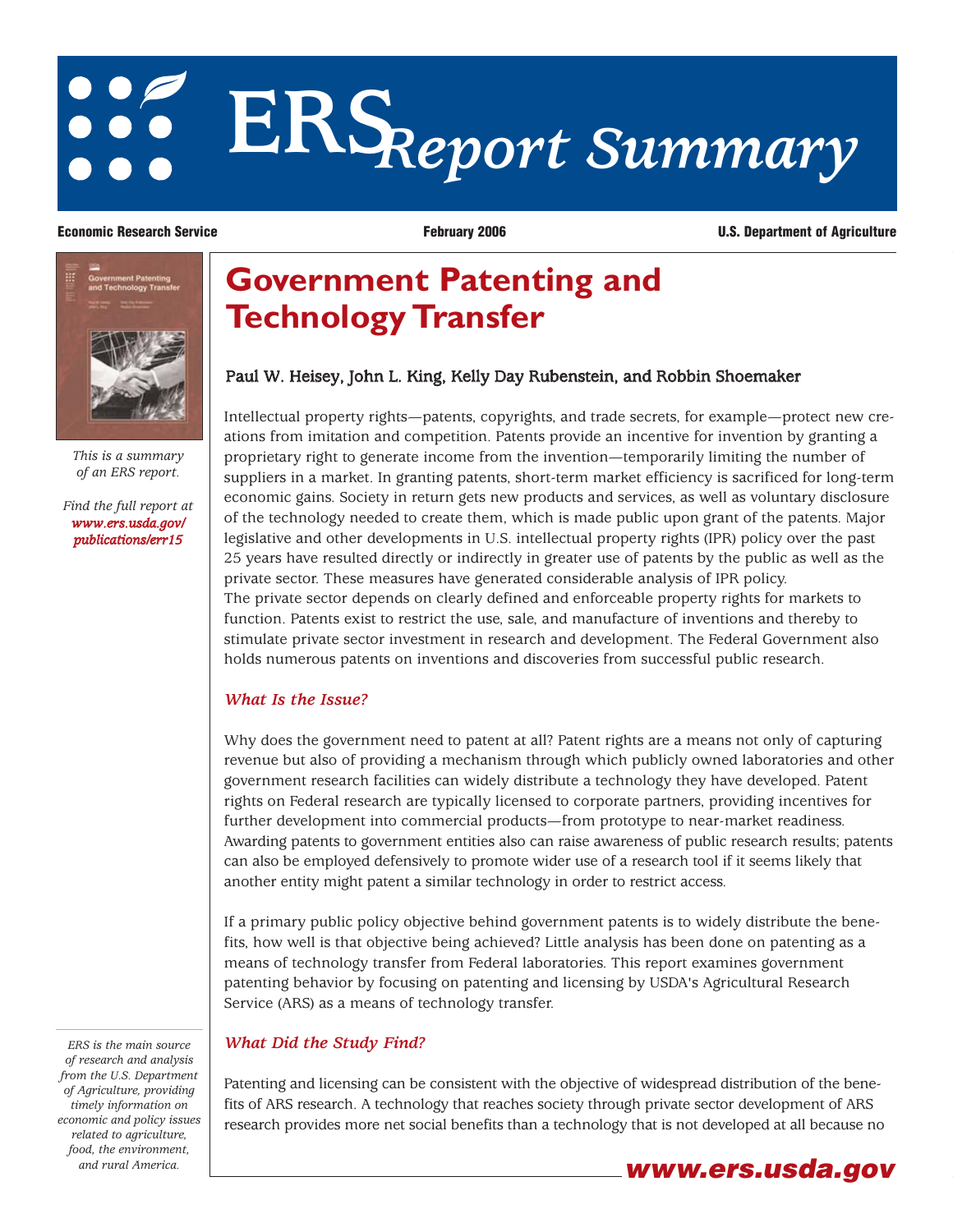# ERS Report Summary

**Economic Research Service** **February 2006** **U.S. Department of Agriculture**

*This is a summary of an ERS report.*

*Find the full report at **www.ers.usda.gov/publications/err15***

# Government Patenting and Technology Transfer

**Paul W. Heisey, John L. King, Kelly Day Rubenstein, and Robbin Shoemaker**

Intellectual property rights—patents, copyrights, and trade secrets, for example—protect new creations from imitation and competition. Patents provide an incentive for invention by granting a proprietary right to generate income from the invention—temporarily limiting the number of suppliers in a market. In granting patents, short-term market efficiency is sacrificed for long-term economic gains. Society in return gets new products and services, as well as voluntary disclosure of the technology needed to create them, which is made public upon grant of the patents. Major legislative and other developments in U.S. intellectual property rights (IPR) policy over the past 25 years have resulted directly or indirectly in greater use of patents by the public as well as the private sector. These measures have generated considerable analysis of IPR policy. The private sector depends on clearly defined and enforceable property rights for markets to function. Patents exist to restrict the use, sale, and manufacture of inventions and thereby to stimulate private sector investment in research and development. The Federal Government also holds numerous patents on inventions and discoveries from successful public research.

## *What Is the Issue?*

Why does the government need to patent at all? Patent rights are a means not only of capturing revenue but also of providing a mechanism through which publicly owned laboratories and other government research facilities can widely distribute a technology they have developed. Patent rights on Federal research are typically licensed to corporate partners, providing incentives for further development into commercial products—from prototype to near-market readiness. Awarding patents to government entities also can raise awareness of public research results; patents can also be employed defensively to promote wider use of a research tool if it seems likely that another entity might patent a similar technology in order to restrict access.

If a primary public policy objective behind government patents is to widely distribute the benefits, how well is that objective being achieved? Little analysis has been done on patenting as a means of technology transfer from Federal laboratories. This report examines government patenting behavior by focusing on patenting and licensing by USDA's Agricultural Research Service (ARS) as a means of technology transfer.

## *What Did the Study Find?*

Patenting and licensing can be consistent with the objective of widespread distribution of the benefits of ARS research. A technology that reaches society through private sector development of ARS research provides more net social benefits than a technology that is not developed at all because no

*ERS is the main source of research and analysis from the U.S. Department of Agriculture, providing timely information on economic and policy issues related to agriculture, food, the environment, and rural America.*

**www.ers.usda.gov**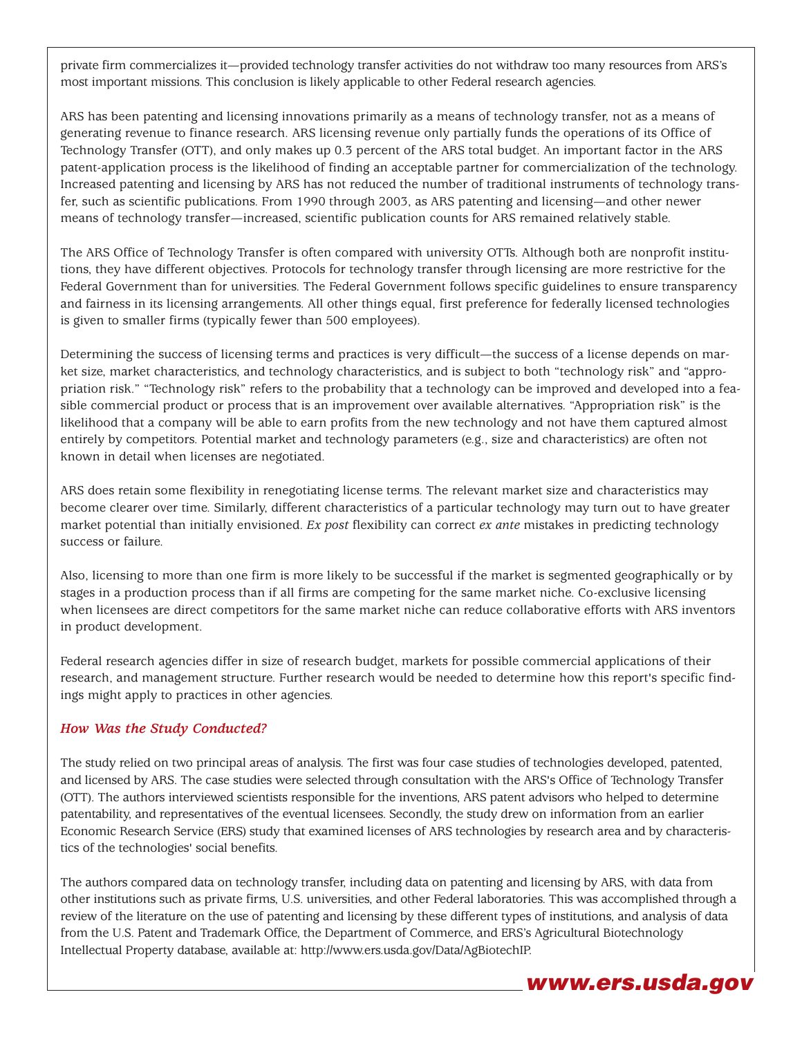private firm commercializes it—provided technology transfer activities do not withdraw too many resources from ARS's most important missions. This conclusion is likely applicable to other Federal research agencies.

ARS has been patenting and licensing innovations primarily as a means of technology transfer, not as a means of generating revenue to finance research. ARS licensing revenue only partially funds the operations of its Office of Technology Transfer (OTT), and only makes up 0.3 percent of the ARS total budget. An important factor in the ARS patent-application process is the likelihood of finding an acceptable partner for commercialization of the technology. Increased patenting and licensing by ARS has not reduced the number of traditional instruments of technology transfer, such as scientific publications. From 1990 through 2003, as ARS patenting and licensing—and other newer means of technology transfer—increased, scientific publication counts for ARS remained relatively stable.

The ARS Office of Technology Transfer is often compared with university OTTs. Although both are nonprofit institutions, they have different objectives. Protocols for technology transfer through licensing are more restrictive for the Federal Government than for universities. The Federal Government follows specific guidelines to ensure transparency and fairness in its licensing arrangements. All other things equal, first preference for federally licensed technologies is given to smaller firms (typically fewer than 500 employees).

Determining the success of licensing terms and practices is very difficult—the success of a license depends on market size, market characteristics, and technology characteristics, and is subject to both "technology risk" and "appropriation risk." "Technology risk" refers to the probability that a technology can be improved and developed into a feasible commercial product or process that is an improvement over available alternatives. "Appropriation risk" is the likelihood that a company will be able to earn profits from the new technology and not have them captured almost entirely by competitors. Potential market and technology parameters (e.g., size and characteristics) are often not known in detail when licenses are negotiated.

ARS does retain some flexibility in renegotiating license terms. The relevant market size and characteristics may become clearer over time. Similarly, different characteristics of a particular technology may turn out to have greater market potential than initially envisioned. *Ex post* flexibility can correct *ex ante* mistakes in predicting technology success or failure.

Also, licensing to more than one firm is more likely to be successful if the market is segmented geographically or by stages in a production process than if all firms are competing for the same market niche. Co-exclusive licensing when licensees are direct competitors for the same market niche can reduce collaborative efforts with ARS inventors in product development.

Federal research agencies differ in size of research budget, markets for possible commercial applications of their research, and management structure. Further research would be needed to determine how this report's specific findings might apply to practices in other agencies.

### *How Was the Study Conducted?*

The study relied on two principal areas of analysis. The first was four case studies of technologies developed, patented, and licensed by ARS. The case studies were selected through consultation with the ARS's Office of Technology Transfer (OTT). The authors interviewed scientists responsible for the inventions, ARS patent advisors who helped to determine patentability, and representatives of the eventual licensees. Secondly, the study drew on information from an earlier Economic Research Service (ERS) study that examined licenses of ARS technologies by research area and by characteristics of the technologies' social benefits.

The authors compared data on technology transfer, including data on patenting and licensing by ARS, with data from other institutions such as private firms, U.S. universities, and other Federal laboratories. This was accomplished through a review of the literature on the use of patenting and licensing by these different types of institutions, and analysis of data from the U.S. Patent and Trademark Office, the Department of Commerce, and ERS's Agricultural Biotechnology Intellectual Property database, available at: http://www.ers.usda.gov/Data/AgBiotechIP.

**www.ers.usda.gov**